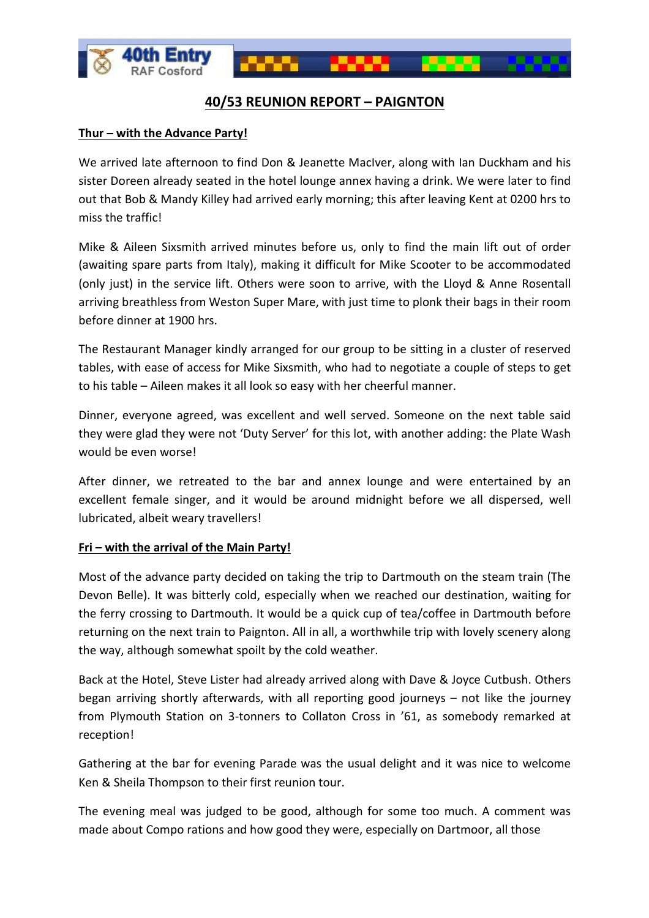# 40/53 REUNION REPORT – PAIGNTON

**Thur – with the Advance Party!**

We arrived late afternoon to find Don & Jeanette MacIver, along with Ian Duckham and his sister Doreen already seated in the hotel lounge annex having a drink. We were later to find out that Bob & Mandy Killey had arrived early morning; this after leaving Kent at 0200 hrs to miss the traffic!

Mike & Aileen Sixsmith arrived minutes before us, only to find the main lift out of order (awaiting spare parts from Italy), making it difficult for Mike Scooter to be accommodated (only just) in the service lift. Others were soon to arrive, with the Lloyd & Anne Rosentall arriving breathless from Weston Super Mare, with just time to plonk their bags in their room before dinner at 1900 hrs.

The Restaurant Manager kindly arranged for our group to be sitting in a cluster of reserved tables, with ease of access for Mike Sixsmith, who had to negotiate a couple of steps to get to his table – Aileen makes it all look so easy with her cheerful manner.

Dinner, everyone agreed, was excellent and well served. Someone on the next table said they were glad they were not 'Duty Server' for this lot, with another adding: the Plate Wash would be even worse!

After dinner, we retreated to the bar and annex lounge and were entertained by an excellent female singer, and it would be around midnight before we all dispersed, well lubricated, albeit weary travellers!

**Fri – with the arrival of the Main Party!**

Most of the advance party decided on taking the trip to Dartmouth on the steam train (The Devon Belle). It was bitterly cold, especially when we reached our destination, waiting for the ferry crossing to Dartmouth. It would be a quick cup of tea/coffee in Dartmouth before returning on the next train to Paignton. All in all, a worthwhile trip with lovely scenery along the way, although somewhat spoilt by the cold weather.

Back at the Hotel, Steve Lister had already arrived along with Dave & Joyce Cutbush. Others began arriving shortly afterwards, with all reporting good journeys – not like the journey from Plymouth Station on 3-tonners to Collaton Cross in '61, as somebody remarked at reception!

Gathering at the bar for evening Parade was the usual delight and it was nice to welcome Ken & Sheila Thompson to their first reunion tour.

The evening meal was judged to be good, although for some too much. A comment was made about Compo rations and how good they were, especially on Dartmoor, all those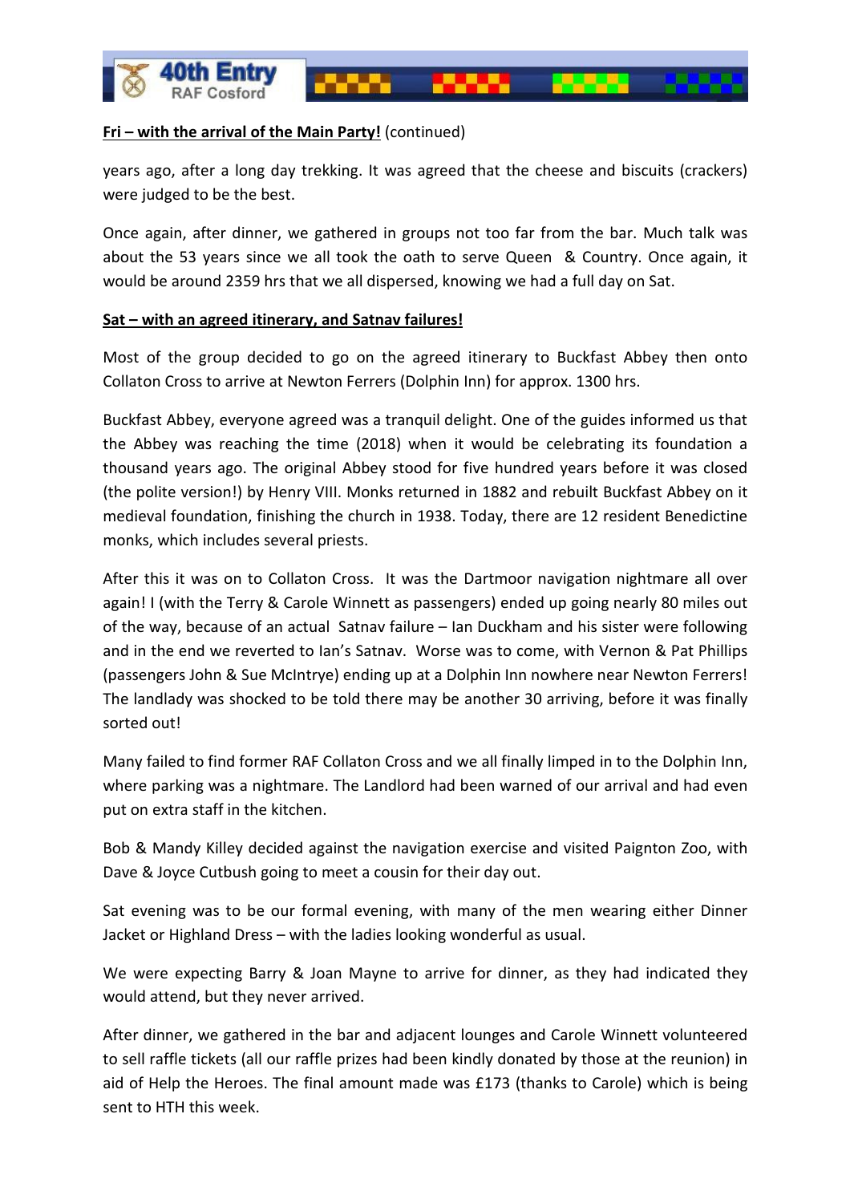**Fri – with the arrival of the Main Party!** (continued)

years ago, after a long day trekking. It was agreed that the cheese and biscuits (crackers) were judged to be the best.

Once again, after dinner, we gathered in groups not too far from the bar. Much talk was about the 53 years since we all took the oath to serve Queen & Country. Once again, it would be around 2359 hrs that we all dispersed, knowing we had a full day on Sat.

**Sat – with an agreed itinerary, and Satnav failures!**

Most of the group decided to go on the agreed itinerary to Buckfast Abbey then onto Collaton Cross to arrive at Newton Ferrers (Dolphin Inn) for approx. 1300 hrs.

Buckfast Abbey, everyone agreed was a tranquil delight. One of the guides informed us that the Abbey was reaching the time (2018) when it would be celebrating its foundation a thousand years ago. The original Abbey stood for five hundred years before it was closed (the polite version!) by Henry VIII. Monks returned in 1882 and rebuilt Buckfast Abbey on it medieval foundation, finishing the church in 1938. Today, there are 12 resident Benedictine monks, which includes several priests.

After this it was on to Collaton Cross. It was the Dartmoor navigation nightmare all over again! I (with the Terry & Carole Winnett as passengers) ended up going nearly 80 miles out of the way, because of an actual Satnav failure – Ian Duckham and his sister were following and in the end we reverted to Ian's Satnav. Worse was to come, with Vernon & Pat Phillips (passengers John & Sue McIntrye) ending up at a Dolphin Inn nowhere near Newton Ferrers! The landlady was shocked to be told there may be another 30 arriving, before it was finally sorted out!

Many failed to find former RAF Collaton Cross and we all finally limped in to the Dolphin Inn, where parking was a nightmare. The Landlord had been warned of our arrival and had even put on extra staff in the kitchen.

Bob & Mandy Killey decided against the navigation exercise and visited Paignton Zoo, with Dave & Joyce Cutbush going to meet a cousin for their day out.

Sat evening was to be our formal evening, with many of the men wearing either Dinner Jacket or Highland Dress – with the ladies looking wonderful as usual.

We were expecting Barry & Joan Mayne to arrive for dinner, as they had indicated they would attend, but they never arrived.

After dinner, we gathered in the bar and adjacent lounges and Carole Winnett volunteered to sell raffle tickets (all our raffle prizes had been kindly donated by those at the reunion) in aid of Help the Heroes. The final amount made was £173 (thanks to Carole) which is being sent to HTH this week.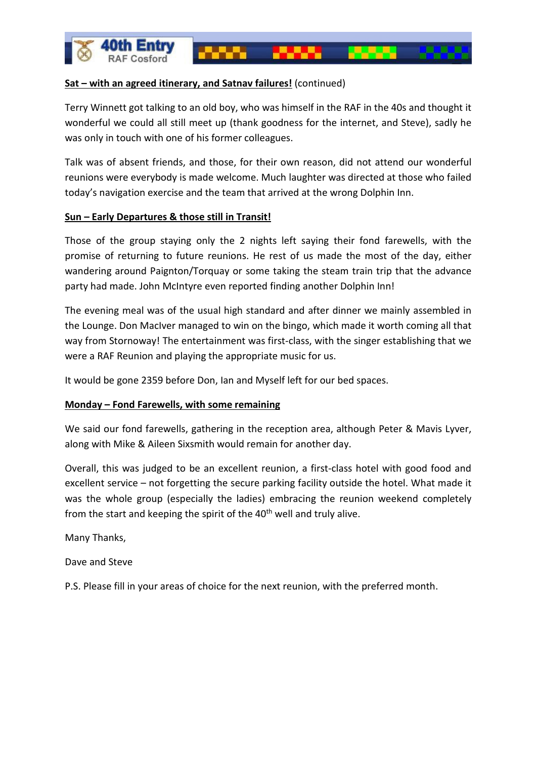**Sat – with an agreed itinerary, and Satnav failures!** (continued)

Terry Winnett got talking to an old boy, who was himself in the RAF in the 40s and thought it wonderful we could all still meet up (thank goodness for the internet, and Steve), sadly he was only in touch with one of his former colleagues.

Talk was of absent friends, and those, for their own reason, did not attend our wonderful reunions were everybody is made welcome. Much laughter was directed at those who failed today's navigation exercise and the team that arrived at the wrong Dolphin Inn.

**Sun – Early Departures & those still in Transit!**

Those of the group staying only the 2 nights left saying their fond farewells, with the promise of returning to future reunions. He rest of us made the most of the day, either wandering around Paignton/Torquay or some taking the steam train trip that the advance party had made. John McIntyre even reported finding another Dolphin Inn!

The evening meal was of the usual high standard and after dinner we mainly assembled in the Lounge. Don MacIver managed to win on the bingo, which made it worth coming all that way from Stornoway! The entertainment was first-class, with the singer establishing that we were a RAF Reunion and playing the appropriate music for us.

It would be gone 2359 before Don, Ian and Myself left for our bed spaces.

**Monday – Fond Farewells, with some remaining**

We said our fond farewells, gathering in the reception area, although Peter & Mavis Lyver, along with Mike & Aileen Sixsmith would remain for another day.

Overall, this was judged to be an excellent reunion, a first-class hotel with good food and excellent service – not forgetting the secure parking facility outside the hotel. What made it was the whole group (especially the ladies) embracing the reunion weekend completely from the start and keeping the spirit of the 40th well and truly alive.

Many Thanks,

Dave and Steve

P.S. Please fill in your areas of choice for the next reunion, with the preferred month.